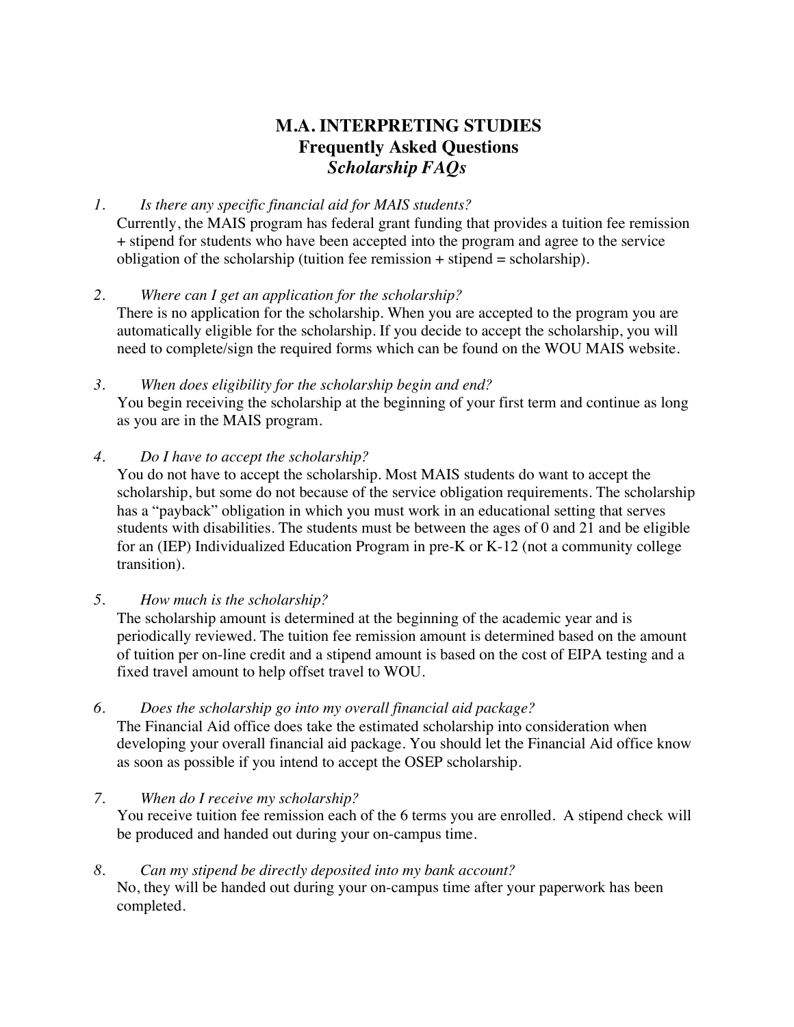# M.A. INTERPRETING STUDIES
## Frequently Asked Questions
### *Scholarship FAQs*

1. *Is there any specific financial aid for MAIS students?*

   Currently, the MAIS program has federal grant funding that provides a tuition fee remission + stipend for students who have been accepted into the program and agree to the service obligation of the scholarship (tuition fee remission + stipend = scholarship).

2. *Where can I get an application for the scholarship?*

   There is no application for the scholarship. When you are accepted to the program you are automatically eligible for the scholarship. If you decide to accept the scholarship, you will need to complete/sign the required forms which can be found on the WOU MAIS website.

3. *When does eligibility for the scholarship begin and end?*

   You begin receiving the scholarship at the beginning of your first term and continue as long as you are in the MAIS program.

4. *Do I have to accept the scholarship?*

   You do not have to accept the scholarship. Most MAIS students do want to accept the scholarship, but some do not because of the service obligation requirements. The scholarship has a "payback" obligation in which you must work in an educational setting that serves students with disabilities. The students must be between the ages of 0 and 21 and be eligible for an (IEP) Individualized Education Program in pre-K or K-12 (not a community college transition).

5. *How much is the scholarship?*

   The scholarship amount is determined at the beginning of the academic year and is periodically reviewed. The tuition fee remission amount is determined based on the amount of tuition per on-line credit and a stipend amount is based on the cost of EIPA testing and a fixed travel amount to help offset travel to WOU.

6. *Does the scholarship go into my overall financial aid package?*

   The Financial Aid office does take the estimated scholarship into consideration when developing your overall financial aid package. You should let the Financial Aid office know as soon as possible if you intend to accept the OSEP scholarship.

7. *When do I receive my scholarship?*

   You receive tuition fee remission each of the 6 terms you are enrolled. A stipend check will be produced and handed out during your on-campus time.

8. *Can my stipend be directly deposited into my bank account?*

   No, they will be handed out during your on-campus time after your paperwork has been completed.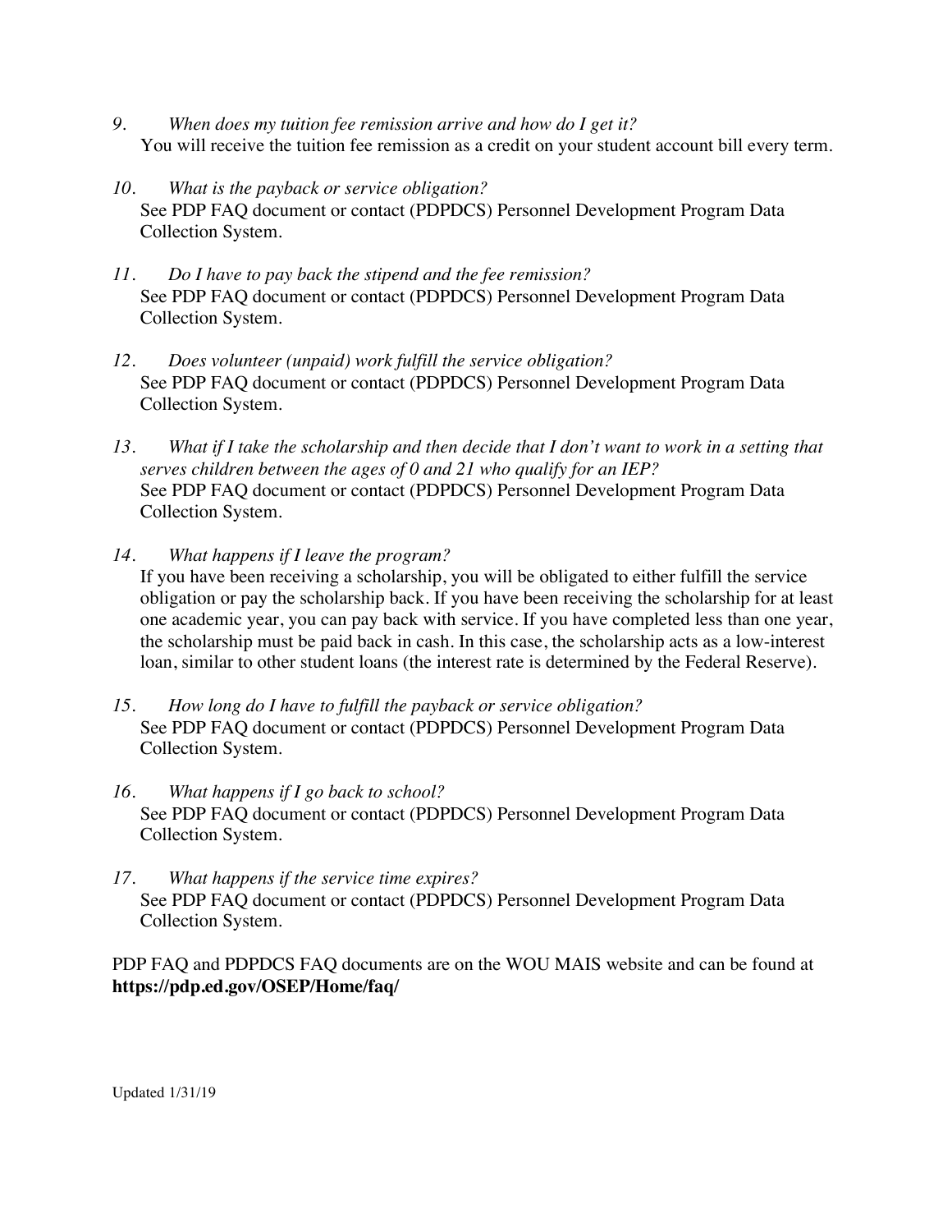9. *When does my tuition fee remission arrive and how do I get it?*
   You will receive the tuition fee remission as a credit on your student account bill every term.

10. *What is the payback or service obligation?*
    See PDP FAQ document or contact (PDPDCS) Personnel Development Program Data Collection System.

11. *Do I have to pay back the stipend and the fee remission?*
    See PDP FAQ document or contact (PDPDCS) Personnel Development Program Data Collection System.

12. *Does volunteer (unpaid) work fulfill the service obligation?*
    See PDP FAQ document or contact (PDPDCS) Personnel Development Program Data Collection System.

13. *What if I take the scholarship and then decide that I don't want to work in a setting that serves children between the ages of 0 and 21 who qualify for an IEP?*
    See PDP FAQ document or contact (PDPDCS) Personnel Development Program Data Collection System.

14. *What happens if I leave the program?*
    If you have been receiving a scholarship, you will be obligated to either fulfill the service obligation or pay the scholarship back. If you have been receiving the scholarship for at least one academic year, you can pay back with service. If you have completed less than one year, the scholarship must be paid back in cash. In this case, the scholarship acts as a low-interest loan, similar to other student loans (the interest rate is determined by the Federal Reserve).

15. *How long do I have to fulfill the payback or service obligation?*
    See PDP FAQ document or contact (PDPDCS) Personnel Development Program Data Collection System.

16. *What happens if I go back to school?*
    See PDP FAQ document or contact (PDPDCS) Personnel Development Program Data Collection System.

17. *What happens if the service time expires?*
    See PDP FAQ document or contact (PDPDCS) Personnel Development Program Data Collection System.

PDP FAQ and PDPDCS FAQ documents are on the WOU MAIS website and can be found at **https://pdp.ed.gov/OSEP/Home/faq/**

Updated 1/31/19